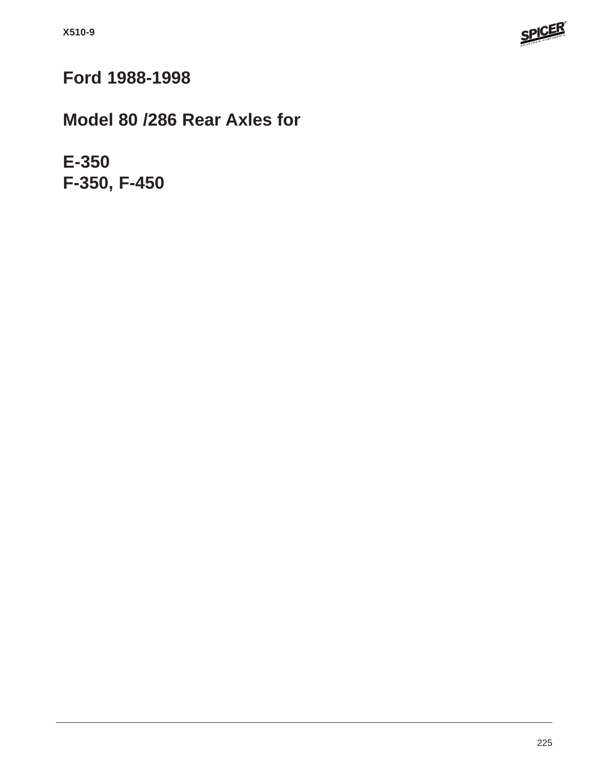# Ford 1988-1998

## Model 80 /286 Rear Axles for

## E-350
## F-350, F-450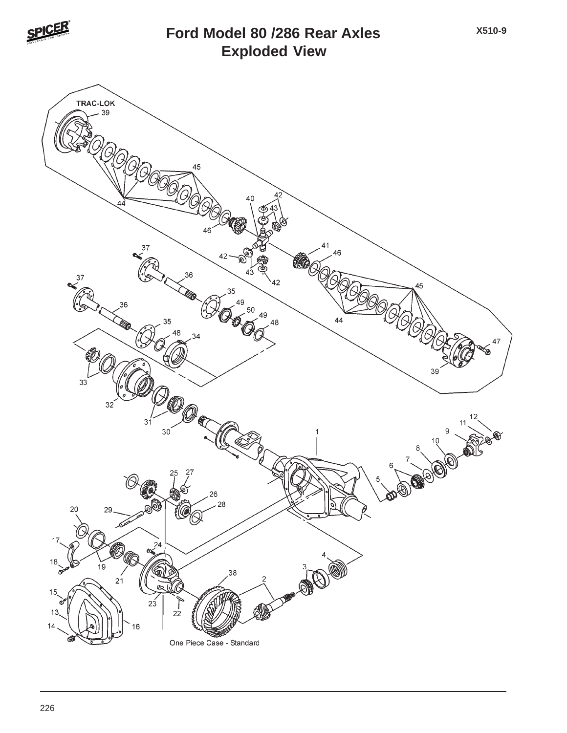# Ford Model 80 /286 Rear Axles
## Exploded View

X510-9

TRAC-LOK

One Piece Case - Standard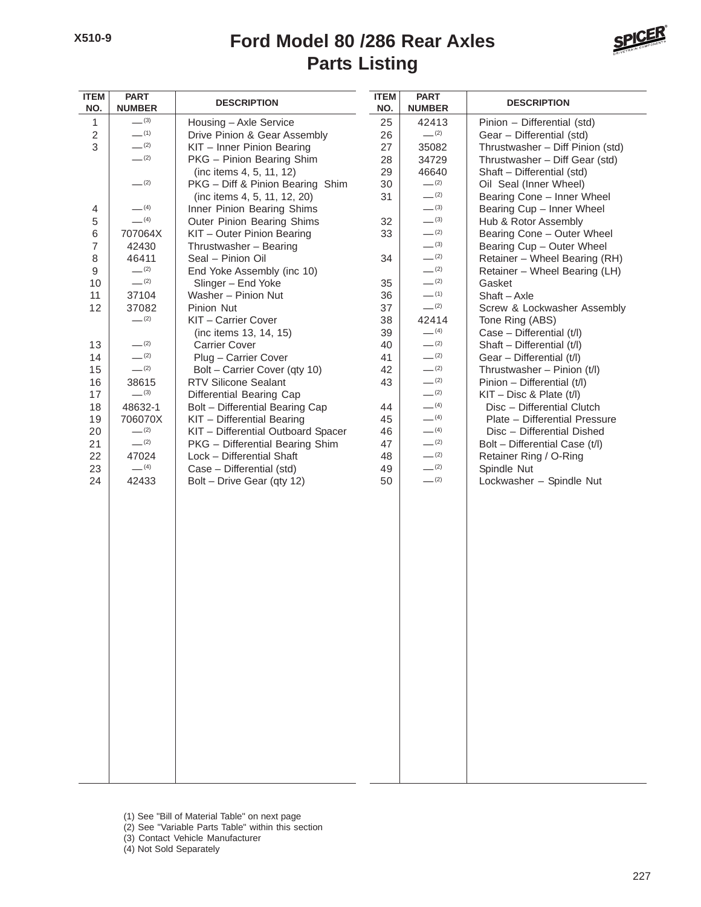X510-9

# Ford Model 80 /286 Rear Axles
## Parts Listing

| ITEM NO. | PART NUMBER | DESCRIPTION |
|---|---|---|
| 1 | — (3) | Housing – Axle Service |
| 2 | — (1) | Drive Pinion & Gear Assembly |
| 3 | — (2) | KIT – Inner Pinion Bearing |
| | — (2) | PKG – Pinion Bearing Shim (inc items 4, 5, 11, 12) |
| | — (2) | PKG – Diff & Pinion Bearing Shim (inc items 4, 5, 11, 12, 20) |
| 4 | — (4) | Inner Pinion Bearing Shims |
| 5 | — (4) | Outer Pinion Bearing Shims |
| 6 | 707064X | KIT – Outer Pinion Bearing |
| 7 | 42430 | Thrustwasher – Bearing |
| 8 | 46411 | Seal – Pinion Oil |
| 9 | — (2) | End Yoke Assembly (inc 10) |
| 10 | — (2) | Slinger – End Yoke |
| 11 | 37104 | Washer – Pinion Nut |
| 12 | 37082 | Pinion Nut |
| | — (2) | KIT – Carrier Cover (inc items 13, 14, 15) |
| 13 | — (2) | Carrier Cover |
| 14 | — (2) | Plug – Carrier Cover |
| 15 | — (2) | Bolt – Carrier Cover (qty 10) |
| 16 | 38615 | RTV Silicone Sealant |
| 17 | — (3) | Differential Bearing Cap |
| 18 | 48632-1 | Bolt – Differential Bearing Cap |
| 19 | 706070X | KIT – Differential Bearing |
| 20 | — (2) | KIT – Differential Outboard Spacer |
| 21 | — (2) | PKG – Differential Bearing Shim |
| 22 | 47024 | Lock – Differential Shaft |
| 23 | — (4) | Case – Differential (std) |
| 24 | 42433 | Bolt – Drive Gear (qty 12) |
| 25 | 42413 | Pinion – Differential (std) |
| 26 | — (2) | Gear – Differential (std) |
| 27 | 35082 | Thrustwasher – Diff Pinion (std) |
| 28 | 34729 | Thrustwasher – Diff Gear (std) |
| 29 | 46640 | Shaft – Differential (std) |
| 30 | — (2) | Oil Seal (Inner Wheel) |
| 31 | — (2) | Bearing Cone – Inner Wheel |
| | — (3) | Bearing Cup – Inner Wheel |
| 32 | — (3) | Hub & Rotor Assembly |
| 33 | — (2) | Bearing Cone – Outer Wheel |
| | — (3) | Bearing Cup – Outer Wheel |
| 34 | — (2) | Retainer – Wheel Bearing (RH) |
| | — (2) | Retainer – Wheel Bearing (LH) |
| 35 | — (2) | Gasket |
| 36 | — (1) | Shaft – Axle |
| 37 | — (2) | Screw & Lockwasher Assembly |
| 38 | 42414 | Tone Ring (ABS) |
| 39 | — (4) | Case – Differential (t/l) |
| 40 | — (2) | Shaft – Differential (t/l) |
| 41 | — (2) | Gear – Differential (t/l) |
| 42 | — (2) | Thrustwasher – Pinion (t/l) |
| 43 | — (2) | Pinion – Differential (t/l) |
| | — (2) | KIT – Disc & Plate (t/l) |
| 44 | — (4) | Disc – Differential Clutch |
| 45 | — (4) | Plate – Differential Pressure |
| 46 | — (4) | Disc – Differential Dished |
| 47 | — (2) | Bolt – Differential Case (t/l) |
| 48 | — (2) | Retainer Ring / O-Ring |
| 49 | — (2) | Spindle Nut |
| 50 | — (2) | Lockwasher – Spindle Nut |

(1) See "Bill of Material Table" on next page
(2) See "Variable Parts Table" within this section
(3) Contact Vehicle Manufacturer
(4) Not Sold Separately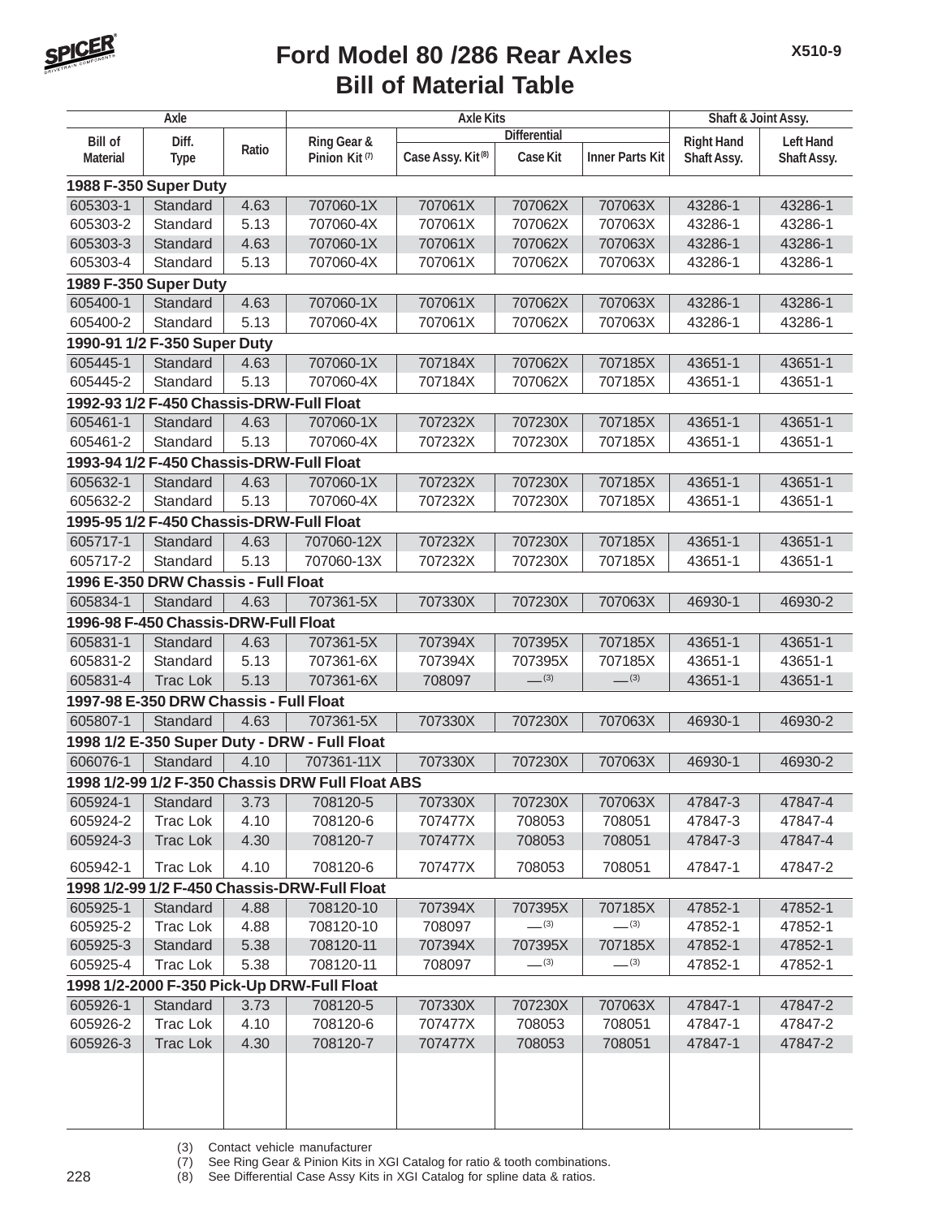# Ford Model 80 /286 Rear Axles
# Bill of Material Table

| Axle | | | Axle Kits | | | | Shaft & Joint Assy. | |
|---|---|---|---|---|---|---|---|---|
| | | | | Differential | | | | |
| Bill of Material | Diff. Type | Ratio | Ring Gear & Pinion Kit (7) | Case Assy. Kit (8) | Case Kit | Inner Parts Kit | Right Hand Shaft Assy. | Left Hand Shaft Assy. |
| **1988 F-350 Super Duty** | | | | | | | | |
| 605303-1 | Standard | 4.63 | 707060-1X | 707061X | 707062X | 707063X | 43286-1 | 43286-1 |
| 605303-2 | Standard | 5.13 | 707060-4X | 707061X | 707062X | 707063X | 43286-1 | 43286-1 |
| 605303-3 | Standard | 4.63 | 707060-1X | 707061X | 707062X | 707063X | 43286-1 | 43286-1 |
| 605303-4 | Standard | 5.13 | 707060-4X | 707061X | 707062X | 707063X | 43286-1 | 43286-1 |
| **1989 F-350 Super Duty** | | | | | | | | |
| 605400-1 | Standard | 4.63 | 707060-1X | 707061X | 707062X | 707063X | 43286-1 | 43286-1 |
| 605400-2 | Standard | 5.13 | 707060-4X | 707061X | 707062X | 707063X | 43286-1 | 43286-1 |
| **1990-91 1/2 F-350 Super Duty** | | | | | | | | |
| 605445-1 | Standard | 4.63 | 707060-1X | 707184X | 707062X | 707185X | 43651-1 | 43651-1 |
| 605445-2 | Standard | 5.13 | 707060-4X | 707184X | 707062X | 707185X | 43651-1 | 43651-1 |
| **1992-93 1/2 F-450 Chassis-DRW-Full Float** | | | | | | | | |
| 605461-1 | Standard | 4.63 | 707060-1X | 707232X | 707230X | 707185X | 43651-1 | 43651-1 |
| 605461-2 | Standard | 5.13 | 707060-4X | 707232X | 707230X | 707185X | 43651-1 | 43651-1 |
| **1993-94 1/2 F-450 Chassis-DRW-Full Float** | | | | | | | | |
| 605632-1 | Standard | 4.63 | 707060-1X | 707232X | 707230X | 707185X | 43651-1 | 43651-1 |
| 605632-2 | Standard | 5.13 | 707060-4X | 707232X | 707230X | 707185X | 43651-1 | 43651-1 |
| **1995-95 1/2 F-450 Chassis-DRW-Full Float** | | | | | | | | |
| 605717-1 | Standard | 4.63 | 707060-12X | 707232X | 707230X | 707185X | 43651-1 | 43651-1 |
| 605717-2 | Standard | 5.13 | 707060-13X | 707232X | 707230X | 707185X | 43651-1 | 43651-1 |
| **1996 E-350 DRW Chassis - Full Float** | | | | | | | | |
| 605834-1 | Standard | 4.63 | 707361-5X | 707330X | 707230X | 707063X | 46930-1 | 46930-2 |
| **1996-98 F-450 Chassis-DRW-Full Float** | | | | | | | | |
| 605831-1 | Standard | 4.63 | 707361-5X | 707394X | 707395X | 707185X | 43651-1 | 43651-1 |
| 605831-2 | Standard | 5.13 | 707361-6X | 707394X | 707395X | 707185X | 43651-1 | 43651-1 |
| 605831-4 | Trac Lok | 5.13 | 707361-6X | 708097 | — (3) | — (3) | 43651-1 | 43651-1 |
| **1997-98 E-350 DRW Chassis - Full Float** | | | | | | | | |
| 605807-1 | Standard | 4.63 | 707361-5X | 707330X | 707230X | 707063X | 46930-1 | 46930-2 |
| **1998 1/2 E-350 Super Duty - DRW - Full Float** | | | | | | | | |
| 606076-1 | Standard | 4.10 | 707361-11X | 707330X | 707230X | 707063X | 46930-1 | 46930-2 |
| **1998 1/2-99 1/2 F-350 Chassis DRW Full Float ABS** | | | | | | | | |
| 605924-1 | Standard | 3.73 | 708120-5 | 707330X | 707230X | 707063X | 47847-3 | 47847-4 |
| 605924-2 | Trac Lok | 4.10 | 708120-6 | 707477X | 708053 | 708051 | 47847-3 | 47847-4 |
| 605924-3 | Trac Lok | 4.30 | 708120-7 | 707477X | 708053 | 708051 | 47847-3 | 47847-4 |
| 605942-1 | Trac Lok | 4.10 | 708120-6 | 707477X | 708053 | 708051 | 47847-1 | 47847-2 |
| **1998 1/2-99 1/2 F-450 Chassis-DRW-Full Float** | | | | | | | | |
| 605925-1 | Standard | 4.88 | 708120-10 | 707394X | 707395X | 707185X | 47852-1 | 47852-1 |
| 605925-2 | Trac Lok | 4.88 | 708120-10 | 708097 | — (3) | — (3) | 47852-1 | 47852-1 |
| 605925-3 | Standard | 5.38 | 708120-11 | 707394X | 707395X | 707185X | 47852-1 | 47852-1 |
| 605925-4 | Trac Lok | 5.38 | 708120-11 | 708097 | — (3) | — (3) | 47852-1 | 47852-1 |
| **1998 1/2-2000 F-350 Pick-Up DRW-Full Float** | | | | | | | | |
| 605926-1 | Standard | 3.73 | 708120-5 | 707330X | 707230X | 707063X | 47847-1 | 47847-2 |
| 605926-2 | Trac Lok | 4.10 | 708120-6 | 707477X | 708053 | 708051 | 47847-1 | 47847-2 |
| 605926-3 | Trac Lok | 4.30 | 708120-7 | 707477X | 708053 | 708051 | 47847-1 | 47847-2 |

(3) Contact vehicle manufacturer
(7) See Ring Gear & Pinion Kits in XGI Catalog for ratio & tooth combinations.
(8) See Differential Case Assy Kits in XGI Catalog for spline data & ratios.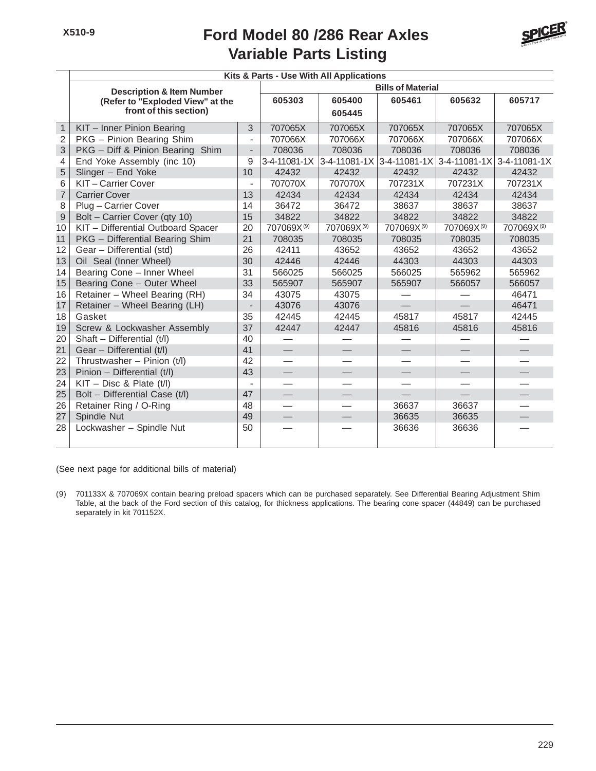# Ford Model 80 /286 Rear Axles
## Variable Parts Listing

| | Description & Item Number (Refer to "Exploded View" at the front of this section) | | Kits & Parts - Use With All Applications | | | | |
|---|---|---|---|---|---|---|---|
| | | | Bills of Material | | | | |
| | | | 605303 | 605400 605445 | 605461 | 605632 | 605717 |
| 1 | KIT – Inner Pinion Bearing | 3 | 707065X | 707065X | 707065X | 707065X | 707065X |
| 2 | PKG – Pinion Bearing Shim | - | 707066X | 707066X | 707066X | 707066X | 707066X |
| 3 | PKG – Diff & Pinion Bearing Shim | - | 708036 | 708036 | 708036 | 708036 | 708036 |
| 4 | End Yoke Assembly (inc 10) | 9 | 3-4-11081-1X | 3-4-11081-1X | 3-4-11081-1X | 3-4-11081-1X | 3-4-11081-1X |
| 5 | Slinger – End Yoke | 10 | 42432 | 42432 | 42432 | 42432 | 42432 |
| 6 | KIT – Carrier Cover | - | 707070X | 707070X | 707231X | 707231X | 707231X |
| 7 | Carrier Cover | 13 | 42434 | 42434 | 42434 | 42434 | 42434 |
| 8 | Plug – Carrier Cover | 14 | 36472 | 36472 | 38637 | 38637 | 38637 |
| 9 | Bolt – Carrier Cover (qty 10) | 15 | 34822 | 34822 | 34822 | 34822 | 34822 |
| 10 | KIT – Differential Outboard Spacer | 20 | 707069X (9) | 707069X (9) | 707069X (9) | 707069X (9) | 707069X (9) |
| 11 | PKG – Differential Bearing Shim | 21 | 708035 | 708035 | 708035 | 708035 | 708035 |
| 12 | Gear – Differential (std) | 26 | 42411 | 43652 | 43652 | 43652 | 43652 |
| 13 | Oil Seal (Inner Wheel) | 30 | 42446 | 42446 | 44303 | 44303 | 44303 |
| 14 | Bearing Cone – Inner Wheel | 31 | 566025 | 566025 | 566025 | 565962 | 565962 |
| 15 | Bearing Cone – Outer Wheel | 33 | 565907 | 565907 | 565907 | 566057 | 566057 |
| 16 | Retainer – Wheel Bearing (RH) | 34 | 43075 | 43075 | — | — | 46471 |
| 17 | Retainer – Wheel Bearing (LH) | - | 43076 | 43076 | — | — | 46471 |
| 18 | Gasket | 35 | 42445 | 42445 | 45817 | 45817 | 42445 |
| 19 | Screw & Lockwasher Assembly | 37 | 42447 | 42447 | 45816 | 45816 | 45816 |
| 20 | Shaft – Differential (t/l) | 40 | — | — | — | — | — |
| 21 | Gear – Differential (t/l) | 41 | — | — | — | — | — |
| 22 | Thrustwasher – Pinion (t/l) | 42 | — | — | — | — | — |
| 23 | Pinion – Differential (t/l) | 43 | — | — | — | — | — |
| 24 | KIT – Disc & Plate (t/l) | - | — | — | — | — | — |
| 25 | Bolt – Differential Case (t/l) | 47 | — | — | — | — | — |
| 26 | Retainer Ring / O-Ring | 48 | — | — | 36637 | 36637 | — |
| 27 | Spindle Nut | 49 | — | — | 36635 | 36635 | — |
| 28 | Lockwasher – Spindle Nut | 50 | — | — | 36636 | 36636 | — |

(See next page for additional bills of material)

(9) 701133X & 707069X contain bearing preload spacers which can be purchased separately. See Differential Bearing Adjustment Shim Table, at the back of the Ford section of this catalog, for thickness applications. The bearing cone spacer (44849) can be purchased separately in kit 701152X.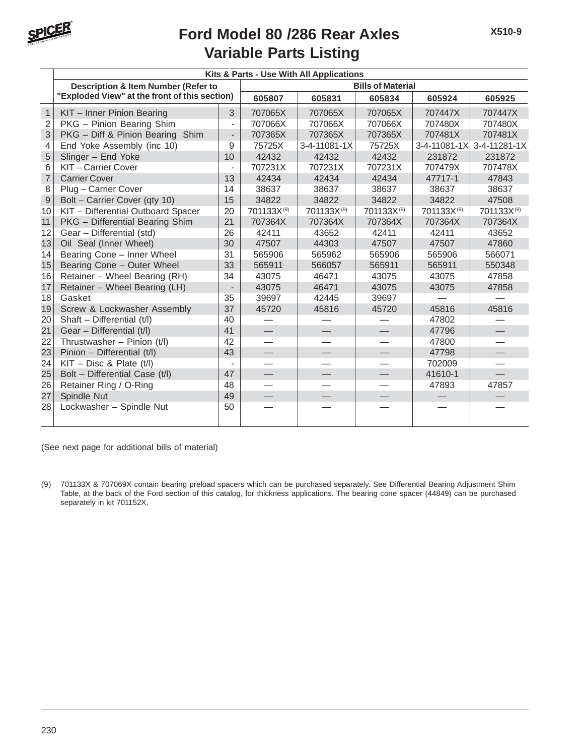# Ford Model 80 /286 Rear Axles
## Variable Parts Listing

X510-9

| | Kits & Parts - Use With All Applications | | | | | | |
|---|---|---|---|---|---|---|---|
| | Description & Item Number (Refer to "Exploded View" at the front of this section) | | Bills of Material | | | | |
| | | | 605807 | 605831 | 605834 | 605924 | 605925 |
| 1 | KIT – Inner Pinion Bearing | 3 | 707065X | 707065X | 707065X | 707447X | 707447X |
| 2 | PKG – Pinion Bearing Shim | - | 707066X | 707066X | 707066X | 707480X | 707480X |
| 3 | PKG – Diff & Pinion Bearing Shim | - | 707365X | 707365X | 707365X | 707481X | 707481X |
| 4 | End Yoke Assembly (inc 10) | 9 | 75725X | 3-4-11081-1X | 75725X | 3-4-11081-1X | 3-4-11281-1X |
| 5 | Slinger – End Yoke | 10 | 42432 | 42432 | 42432 | 231872 | 231872 |
| 6 | KIT – Carrier Cover | - | 707231X | 707231X | 707231X | 707479X | 707478X |
| 7 | Carrier Cover | 13 | 42434 | 42434 | 42434 | 47717-1 | 47843 |
| 8 | Plug – Carrier Cover | 14 | 38637 | 38637 | 38637 | 38637 | 38637 |
| 9 | Bolt – Carrier Cover (qty 10) | 15 | 34822 | 34822 | 34822 | 34822 | 47508 |
| 10 | KIT – Differential Outboard Spacer | 20 | 701133X (9) | 701133X (9) | 701133X (9) | 701133X (9) | 701133X (9) |
| 11 | PKG – Differential Bearing Shim | 21 | 707364X | 707364X | 707364X | 707364X | 707364X |
| 12 | Gear – Differential (std) | 26 | 42411 | 43652 | 42411 | 42411 | 43652 |
| 13 | Oil Seal (Inner Wheel) | 30 | 47507 | 44303 | 47507 | 47507 | 47860 |
| 14 | Bearing Cone – Inner Wheel | 31 | 565906 | 565962 | 565906 | 565906 | 566071 |
| 15 | Bearing Cone – Outer Wheel | 33 | 565911 | 566057 | 565911 | 565911 | 550348 |
| 16 | Retainer – Wheel Bearing (RH) | 34 | 43075 | 46471 | 43075 | 43075 | 47858 |
| 17 | Retainer – Wheel Bearing (LH) | - | 43075 | 46471 | 43075 | 43075 | 47858 |
| 18 | Gasket | 35 | 39697 | 42445 | 39697 | — | — |
| 19 | Screw & Lockwasher Assembly | 37 | 45720 | 45816 | 45720 | 45816 | 45816 |
| 20 | Shaft – Differential (t/l) | 40 | — | — | — | 47802 | — |
| 21 | Gear – Differential (t/l) | 41 | — | — | — | 47796 | — |
| 22 | Thrustwasher – Pinion (t/l) | 42 | — | — | — | 47800 | — |
| 23 | Pinion – Differential (t/l) | 43 | — | — | — | 47798 | — |
| 24 | KIT – Disc & Plate (t/l) | - | — | — | — | 702009 | — |
| 25 | Bolt – Differential Case (t/l) | 47 | — | — | — | 41610-1 | — |
| 26 | Retainer Ring / O-Ring | 48 | — | — | — | 47893 | 47857 |
| 27 | Spindle Nut | 49 | — | — | — | — | — |
| 28 | Lockwasher – Spindle Nut | 50 | — | — | — | — | — |

(See next page for additional bills of material)

(9) 701133X & 707069X contain bearing preload spacers which can be purchased separately. See Differential Bearing Adjustment Shim Table, at the back of the Ford section of this catalog, for thickness applications. The bearing cone spacer (44849) can be purchased separately in kit 701152X.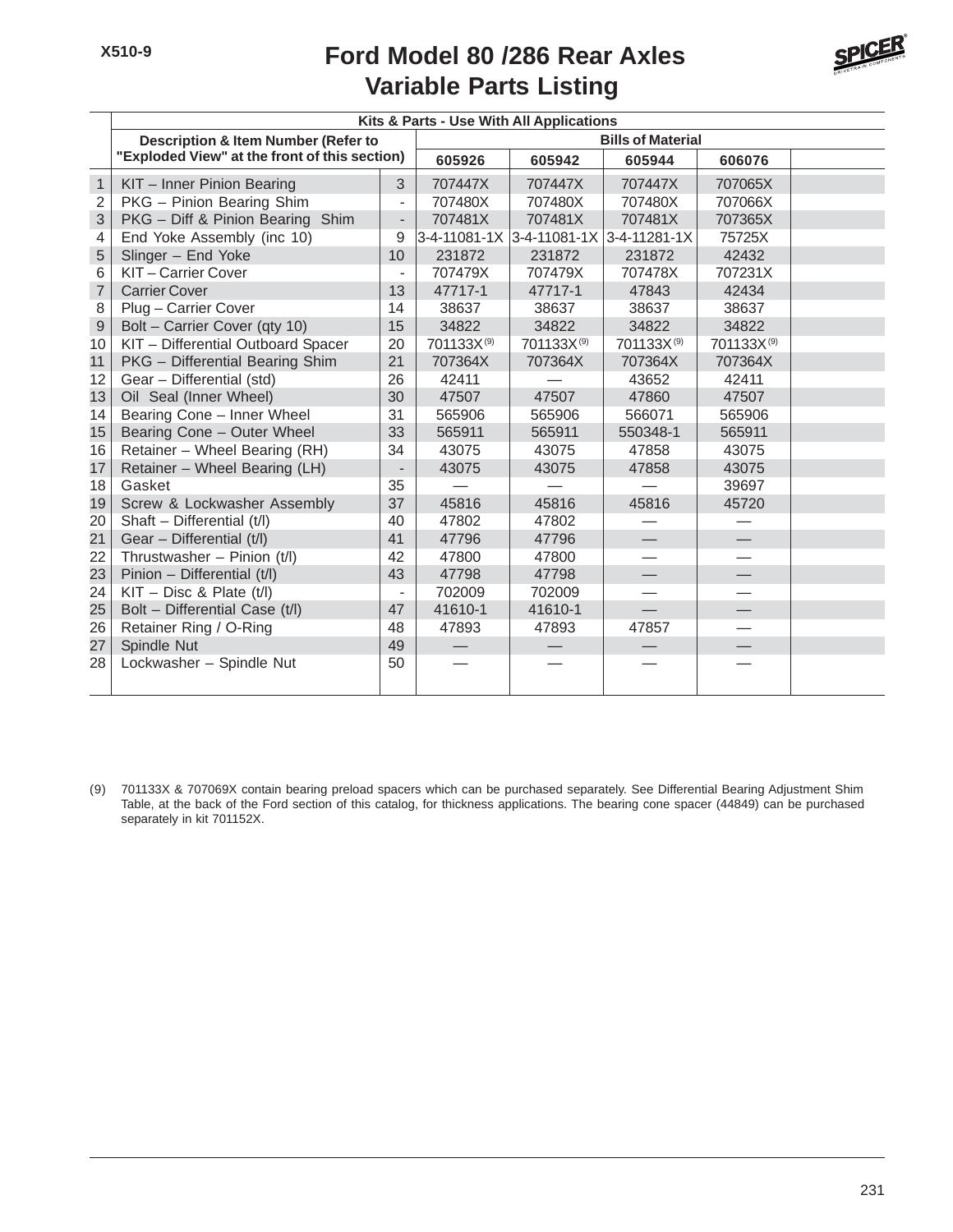# Ford Model 80 /286 Rear Axles
## Variable Parts Listing

| | Kits & Parts - Use With All Applications | | | | | | |
|---|---|---|---|---|---|---|---|
| | Description & Item Number (Refer to "Exploded View" at the front of this section) | | Bills of Material | | | | |
| | | | 605926 | 605942 | 605944 | 606076 | |
| 1 | KIT – Inner Pinion Bearing | 3 | 707447X | 707447X | 707447X | 707065X | |
| 2 | PKG – Pinion Bearing Shim | - | 707480X | 707480X | 707480X | 707066X | |
| 3 | PKG – Diff & Pinion Bearing Shim | - | 707481X | 707481X | 707481X | 707365X | |
| 4 | End Yoke Assembly (inc 10) | 9 | 3-4-11081-1X | 3-4-11081-1X | 3-4-11281-1X | 75725X | |
| 5 | Slinger – End Yoke | 10 | 231872 | 231872 | 231872 | 42432 | |
| 6 | KIT – Carrier Cover | - | 707479X | 707479X | 707478X | 707231X | |
| 7 | Carrier Cover | 13 | 47717-1 | 47717-1 | 47843 | 42434 | |
| 8 | Plug – Carrier Cover | 14 | 38637 | 38637 | 38637 | 38637 | |
| 9 | Bolt – Carrier Cover (qty 10) | 15 | 34822 | 34822 | 34822 | 34822 | |
| 10 | KIT – Differential Outboard Spacer | 20 | 701133X(9) | 701133X(9) | 701133X(9) | 701133X(9) | |
| 11 | PKG – Differential Bearing Shim | 21 | 707364X | 707364X | 707364X | 707364X | |
| 12 | Gear – Differential (std) | 26 | 42411 | — | 43652 | 42411 | |
| 13 | Oil Seal (Inner Wheel) | 30 | 47507 | 47507 | 47860 | 47507 | |
| 14 | Bearing Cone – Inner Wheel | 31 | 565906 | 565906 | 566071 | 565906 | |
| 15 | Bearing Cone – Outer Wheel | 33 | 565911 | 565911 | 550348-1 | 565911 | |
| 16 | Retainer – Wheel Bearing (RH) | 34 | 43075 | 43075 | 47858 | 43075 | |
| 17 | Retainer – Wheel Bearing (LH) | - | 43075 | 43075 | 47858 | 43075 | |
| 18 | Gasket | 35 | — | — | — | 39697 | |
| 19 | Screw & Lockwasher Assembly | 37 | 45816 | 45816 | 45816 | 45720 | |
| 20 | Shaft – Differential (t/l) | 40 | 47802 | 47802 | — | — | |
| 21 | Gear – Differential (t/l) | 41 | 47796 | 47796 | — | — | |
| 22 | Thrustwasher – Pinion (t/l) | 42 | 47800 | 47800 | — | — | |
| 23 | Pinion – Differential (t/l) | 43 | 47798 | 47798 | — | — | |
| 24 | KIT – Disc & Plate (t/l) | - | 702009 | 702009 | — | — | |
| 25 | Bolt – Differential Case (t/l) | 47 | 41610-1 | 41610-1 | — | — | |
| 26 | Retainer Ring / O-Ring | 48 | 47893 | 47893 | 47857 | — | |
| 27 | Spindle Nut | 49 | — | — | — | — | |
| 28 | Lockwasher – Spindle Nut | 50 | — | — | — | — | |

(9) 701133X & 707069X contain bearing preload spacers which can be purchased separately. See Differential Bearing Adjustment Shim Table, at the back of the Ford section of this catalog, for thickness applications. The bearing cone spacer (44849) can be purchased separately in kit 701152X.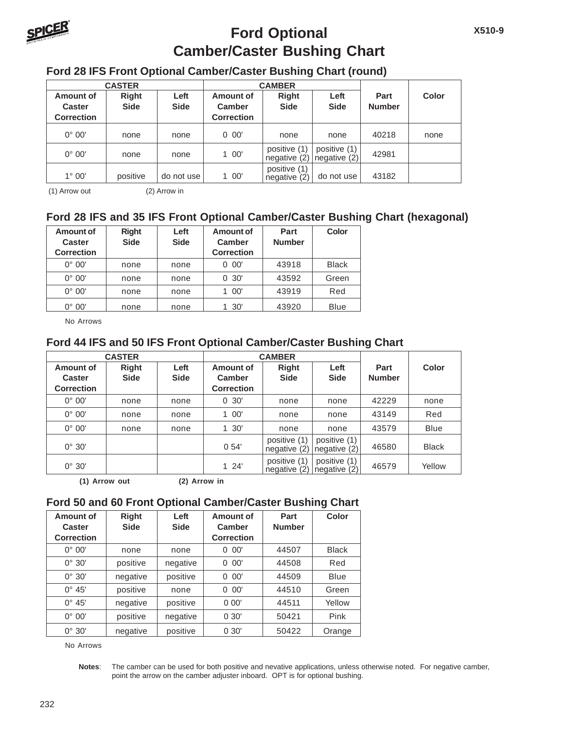# Ford Optional Camber/Caster Bushing Chart

X510-9

## Ford 28 IFS Front Optional Camber/Caster Bushing Chart (round)

| CASTER | | | CAMBER | | | | |
|---|---|---|---|---|---|---|---|
| Amount of Caster Correction | Right Side | Left Side | Amount of Camber Correction | Right Side | Left Side | Part Number | Color |
| 0° 00' | none | none | 0 00' | none | none | 40218 | none |
| 0° 00' | none | none | 1 00' | positive (1) negative (2) | positive (1) negative (2) | 42981 | |
| 1° 00' | positive | do not use | 1 00' | positive (1) negative (2) | do not use | 43182 | |

(1) Arrow out (2) Arrow in

## Ford 28 IFS and 35 IFS Front Optional Camber/Caster Bushing Chart (hexagonal)

| Amount of Caster Correction | Right Side | Left Side | Amount of Camber Correction | Part Number | Color |
|---|---|---|---|---|---|
| 0° 00' | none | none | 0 00' | 43918 | Black |
| 0° 00' | none | none | 0 30' | 43592 | Green |
| 0° 00' | none | none | 1 00' | 43919 | Red |
| 0° 00' | none | none | 1 30' | 43920 | Blue |

No Arrows

## Ford 44 IFS and 50 IFS Front Optional Camber/Caster Bushing Chart

| CASTER | | | CAMBER | | | | |
|---|---|---|---|---|---|---|---|
| Amount of Caster Correction | Right Side | Left Side | Amount of Camber Correction | Right Side | Left Side | Part Number | Color |
| 0° 00' | none | none | 0 30' | none | none | 42229 | none |
| 0° 00' | none | none | 1 00' | none | none | 43149 | Red |
| 0° 00' | none | none | 1 30' | none | none | 43579 | Blue |
| 0° 30' | | | 0 54' | positive (1) negative (2) | positive (1) negative (2) | 46580 | Black |
| 0° 30' | | | 1 24' | positive (1) negative (2) | positive (1) negative (2) | 46579 | Yellow |

**(1) Arrow out** **(2) Arrow in**

## Ford 50 and 60 Front Optional Camber/Caster Bushing Chart

| Amount of Caster Correction | Right Side | Left Side | Amount of Camber Correction | Part Number | Color |
|---|---|---|---|---|---|
| 0° 00' | none | none | 0 00' | 44507 | Black |
| 0° 30' | positive | negative | 0 00' | 44508 | Red |
| 0° 30' | negative | positive | 0 00' | 44509 | Blue |
| 0° 45' | positive | none | 0 00' | 44510 | Green |
| 0° 45' | negative | positive | 0 00' | 44511 | Yellow |
| 0° 00' | positive | negative | 0 30' | 50421 | Pink |
| 0° 30' | negative | positive | 0 30' | 50422 | Orange |

No Arrows

**Notes**: The camber can be used for both positive and nevative applications, unless otherwise noted. For negative camber, point the arrow on the camber adjuster inboard. OPT is for optional bushing.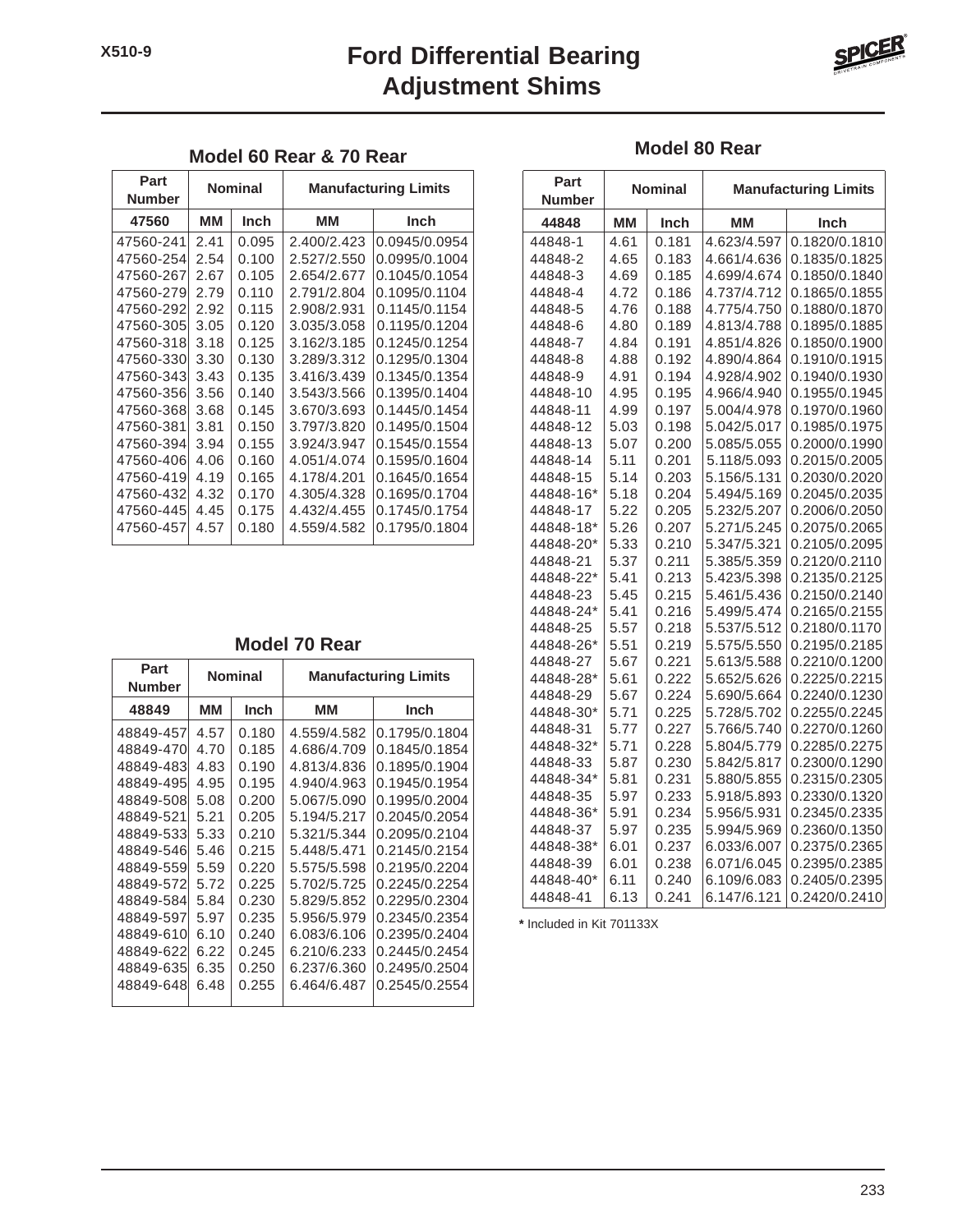# Ford Differential Bearing Adjustment Shims

## Model 60 Rear & 70 Rear

| Part Number | Nominal | | Manufacturing Limits | |
|---|---|---|---|---|
| 47560 | MM | Inch | MM | Inch |
| 47560-241 | 2.41 | 0.095 | 2.400/2.423 | 0.0945/0.0954 |
| 47560-254 | 2.54 | 0.100 | 2.527/2.550 | 0.0995/0.1004 |
| 47560-267 | 2.67 | 0.105 | 2.654/2.677 | 0.1045/0.1054 |
| 47560-279 | 2.79 | 0.110 | 2.791/2.804 | 0.1095/0.1104 |
| 47560-292 | 2.92 | 0.115 | 2.908/2.931 | 0.1145/0.1154 |
| 47560-305 | 3.05 | 0.120 | 3.035/3.058 | 0.1195/0.1204 |
| 47560-318 | 3.18 | 0.125 | 3.162/3.185 | 0.1245/0.1254 |
| 47560-330 | 3.30 | 0.130 | 3.289/3.312 | 0.1295/0.1304 |
| 47560-343 | 3.43 | 0.135 | 3.416/3.439 | 0.1345/0.1354 |
| 47560-356 | 3.56 | 0.140 | 3.543/3.566 | 0.1395/0.1404 |
| 47560-368 | 3.68 | 0.145 | 3.670/3.693 | 0.1445/0.1454 |
| 47560-381 | 3.81 | 0.150 | 3.797/3.820 | 0.1495/0.1504 |
| 47560-394 | 3.94 | 0.155 | 3.924/3.947 | 0.1545/0.1554 |
| 47560-406 | 4.06 | 0.160 | 4.051/4.074 | 0.1595/0.1604 |
| 47560-419 | 4.19 | 0.165 | 4.178/4.201 | 0.1645/0.1654 |
| 47560-432 | 4.32 | 0.170 | 4.305/4.328 | 0.1695/0.1704 |
| 47560-445 | 4.45 | 0.175 | 4.432/4.455 | 0.1745/0.1754 |
| 47560-457 | 4.57 | 0.180 | 4.559/4.582 | 0.1795/0.1804 |

## Model 70 Rear

| Part Number | Nominal | | Manufacturing Limits | |
|---|---|---|---|---|
| 48849 | MM | Inch | MM | Inch |
| 48849-457 | 4.57 | 0.180 | 4.559/4.582 | 0.1795/0.1804 |
| 48849-470 | 4.70 | 0.185 | 4.686/4.709 | 0.1845/0.1854 |
| 48849-483 | 4.83 | 0.190 | 4.813/4.836 | 0.1895/0.1904 |
| 48849-495 | 4.95 | 0.195 | 4.940/4.963 | 0.1945/0.1954 |
| 48849-508 | 5.08 | 0.200 | 5.067/5.090 | 0.1995/0.2004 |
| 48849-521 | 5.21 | 0.205 | 5.194/5.217 | 0.2045/0.2054 |
| 48849-533 | 5.33 | 0.210 | 5.321/5.344 | 0.2095/0.2104 |
| 48849-546 | 5.46 | 0.215 | 5.448/5.471 | 0.2145/0.2154 |
| 48849-559 | 5.59 | 0.220 | 5.575/5.598 | 0.2195/0.2204 |
| 48849-572 | 5.72 | 0.225 | 5.702/5.725 | 0.2245/0.2254 |
| 48849-584 | 5.84 | 0.230 | 5.829/5.852 | 0.2295/0.2304 |
| 48849-597 | 5.97 | 0.235 | 5.956/5.979 | 0.2345/0.2354 |
| 48849-610 | 6.10 | 0.240 | 6.083/6.106 | 0.2395/0.2404 |
| 48849-622 | 6.22 | 0.245 | 6.210/6.233 | 0.2445/0.2454 |
| 48849-635 | 6.35 | 0.250 | 6.237/6.360 | 0.2495/0.2504 |
| 48849-648 | 6.48 | 0.255 | 6.464/6.487 | 0.2545/0.2554 |

## Model 80 Rear

| Part Number | Nominal | | Manufacturing Limits | |
|---|---|---|---|---|
| 44848 | MM | Inch | MM | Inch |
| 44848-1 | 4.61 | 0.181 | 4.623/4.597 | 0.1820/0.1810 |
| 44848-2 | 4.65 | 0.183 | 4.661/4.636 | 0.1835/0.1825 |
| 44848-3 | 4.69 | 0.185 | 4.699/4.674 | 0.1850/0.1840 |
| 44848-4 | 4.72 | 0.186 | 4.737/4.712 | 0.1865/0.1855 |
| 44848-5 | 4.76 | 0.188 | 4.775/4.750 | 0.1880/0.1870 |
| 44848-6 | 4.80 | 0.189 | 4.813/4.788 | 0.1895/0.1885 |
| 44848-7 | 4.84 | 0.191 | 4.851/4.826 | 0.1850/0.1900 |
| 44848-8 | 4.88 | 0.192 | 4.890/4.864 | 0.1910/0.1915 |
| 44848-9 | 4.91 | 0.194 | 4.928/4.902 | 0.1940/0.1930 |
| 44848-10 | 4.95 | 0.195 | 4.966/4.940 | 0.1955/0.1945 |
| 44848-11 | 4.99 | 0.197 | 5.004/4.978 | 0.1970/0.1960 |
| 44848-12 | 5.03 | 0.198 | 5.042/5.017 | 0.1985/0.1975 |
| 44848-13 | 5.07 | 0.200 | 5.085/5.055 | 0.2000/0.1990 |
| 44848-14 | 5.11 | 0.201 | 5.118/5.093 | 0.2015/0.2005 |
| 44848-15 | 5.14 | 0.203 | 5.156/5.131 | 0.2030/0.2020 |
| 44848-16* | 5.18 | 0.204 | 5.494/5.169 | 0.2045/0.2035 |
| 44848-17 | 5.22 | 0.205 | 5.232/5.207 | 0.2006/0.2050 |
| 44848-18* | 5.26 | 0.207 | 5.271/5.245 | 0.2075/0.2065 |
| 44848-20* | 5.33 | 0.210 | 5.347/5.321 | 0.2105/0.2095 |
| 44848-21 | 5.37 | 0.211 | 5.385/5.359 | 0.2120/0.2110 |
| 44848-22* | 5.41 | 0.213 | 5.423/5.398 | 0.2135/0.2125 |
| 44848-23 | 5.45 | 0.215 | 5.461/5.436 | 0.2150/0.2140 |
| 44848-24* | 5.41 | 0.216 | 5.499/5.474 | 0.2165/0.2155 |
| 44848-25 | 5.57 | 0.218 | 5.537/5.512 | 0.2180/0.1170 |
| 44848-26* | 5.51 | 0.219 | 5.575/5.550 | 0.2195/0.2185 |
| 44848-27 | 5.67 | 0.221 | 5.613/5.588 | 0.2210/0.1200 |
| 44848-28* | 5.61 | 0.222 | 5.652/5.626 | 0.2225/0.2215 |
| 44848-29 | 5.67 | 0.224 | 5.690/5.664 | 0.2240/0.1230 |
| 44848-30* | 5.71 | 0.225 | 5.728/5.702 | 0.2255/0.2245 |
| 44848-31 | 5.77 | 0.227 | 5.766/5.740 | 0.2270/0.1260 |
| 44848-32* | 5.71 | 0.228 | 5.804/5.779 | 0.2285/0.2275 |
| 44848-33 | 5.87 | 0.230 | 5.842/5.817 | 0.2300/0.1290 |
| 44848-34* | 5.81 | 0.231 | 5.880/5.855 | 0.2315/0.2305 |
| 44848-35 | 5.97 | 0.233 | 5.918/5.893 | 0.2330/0.1320 |
| 44848-36* | 5.91 | 0.234 | 5.956/5.931 | 0.2345/0.2335 |
| 44848-37 | 5.97 | 0.235 | 5.994/5.969 | 0.2360/0.1350 |
| 44848-38* | 6.01 | 0.237 | 6.033/6.007 | 0.2375/0.2365 |
| 44848-39 | 6.01 | 0.238 | 6.071/6.045 | 0.2395/0.2385 |
| 44848-40* | 6.11 | 0.240 | 6.109/6.083 | 0.2405/0.2395 |
| 44848-41 | 6.13 | 0.241 | 6.147/6.121 | 0.2420/0.2410 |

**\*** Included in Kit 701133X